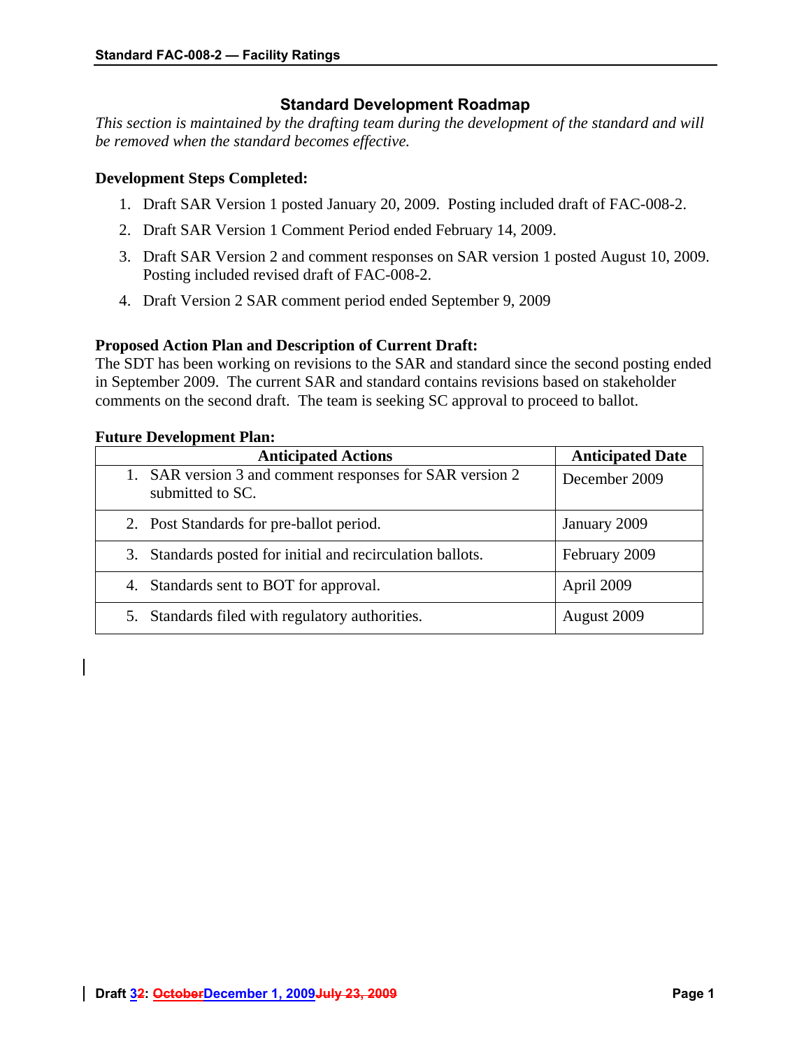## Standard Development Roadmap

*This section is maintained by the drafting team during the development of the standard and will be removed when the standard becomes effective.*

**Development Steps Completed:**

1. Draft SAR Version 1 posted January 20, 2009. Posting included draft of FAC-008-2.
2. Draft SAR Version 1 Comment Period ended February 14, 2009.
3. Draft SAR Version 2 and comment responses on SAR version 1 posted August 10, 2009. Posting included revised draft of FAC-008-2.
4. Draft Version 2 SAR comment period ended September 9, 2009

**Proposed Action Plan and Description of Current Draft:**

The SDT has been working on revisions to the SAR and standard since the second posting ended in September 2009. The current SAR and standard contains revisions based on stakeholder comments on the second draft. The team is seeking SC approval to proceed to ballot.

**Future Development Plan:**

| Anticipated Actions | Anticipated Date |
|---|---|
| 1. SAR version 3 and comment responses for SAR version 2 submitted to SC. | December 2009 |
| 2. Post Standards for pre-ballot period. | January 2009 |
| 3. Standards posted for initial and recirculation ballots. | February 2009 |
| 4. Standards sent to BOT for approval. | April 2009 |
| 5. Standards filed with regulatory authorities. | August 2009 |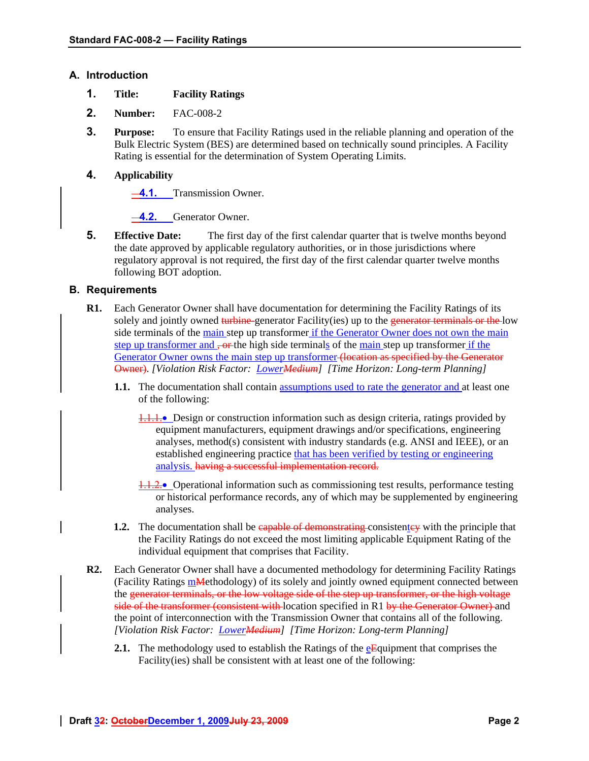## A. Introduction

1. **Title:** **Facility Ratings**
2. **Number:** FAC-008-2
3. **Purpose:** To ensure that Facility Ratings used in the reliable planning and operation of the Bulk Electric System (BES) are determined based on technically sound principles. A Facility Rating is essential for the determination of System Operating Limits.
4. **Applicability**

   4.1. Transmission Owner.

   4.2. Generator Owner.

5. **Effective Date:** The first day of the first calendar quarter that is twelve months beyond the date approved by applicable regulatory authorities, or in those jurisdictions where regulatory approval is not required, the first day of the first calendar quarter twelve months following BOT adoption.

## B. Requirements

**R1.** Each Generator Owner shall have documentation for determining the Facility Ratings of its solely and jointly owned ~~turbine~~ generator Facility(ies) up to the ~~generator terminals or the~~ low side terminals of the main step up transformer if the Generator Owner does not own the main step up transformer and ~~, or~~ the high side terminals of the main step up transformer if the Generator Owner owns the main step up transformer ~~(location as specified by the Generator Owner)~~. *[Violation Risk Factor: Lower~~Medium~~] [Time Horizon: Long-term Planning]*

**1.1.** The documentation shall contain assumptions used to rate the generator and at least one of the following:

- ~~1.1.1.~~ Design or construction information such as design criteria, ratings provided by equipment manufacturers, equipment drawings and/or specifications, engineering analyses, method(s) consistent with industry standards (e.g. ANSI and IEEE), or an established engineering practice that has been verified by testing or engineering analysis. ~~having a successful implementation record.~~
- ~~1.1.2.~~ Operational information such as commissioning test results, performance testing or historical performance records, any of which may be supplemented by engineering analyses.

**1.2.** The documentation shall be ~~capable of demonstrating~~ consistent~~cy~~ with the principle that the Facility Ratings do not exceed the most limiting applicable Equipment Rating of the individual equipment that comprises that Facility.

**R2.** Each Generator Owner shall have a documented methodology for determining Facility Ratings (Facility Ratings m~~M~~ethodology) of its solely and jointly owned equipment connected between the ~~generator terminals, or the low voltage side of the step up transformer, or the high voltage side of the transformer (consistent with~~ location specified in R1 ~~by the Generator Owner)~~ and the point of interconnection with the Transmission Owner that contains all of the following. *[Violation Risk Factor: Lower~~Medium~~] [Time Horizon: Long-term Planning]*

**2.1.** The methodology used to establish the Ratings of the e~~E~~quipment that comprises the Facility(ies) shall be consistent with at least one of the following: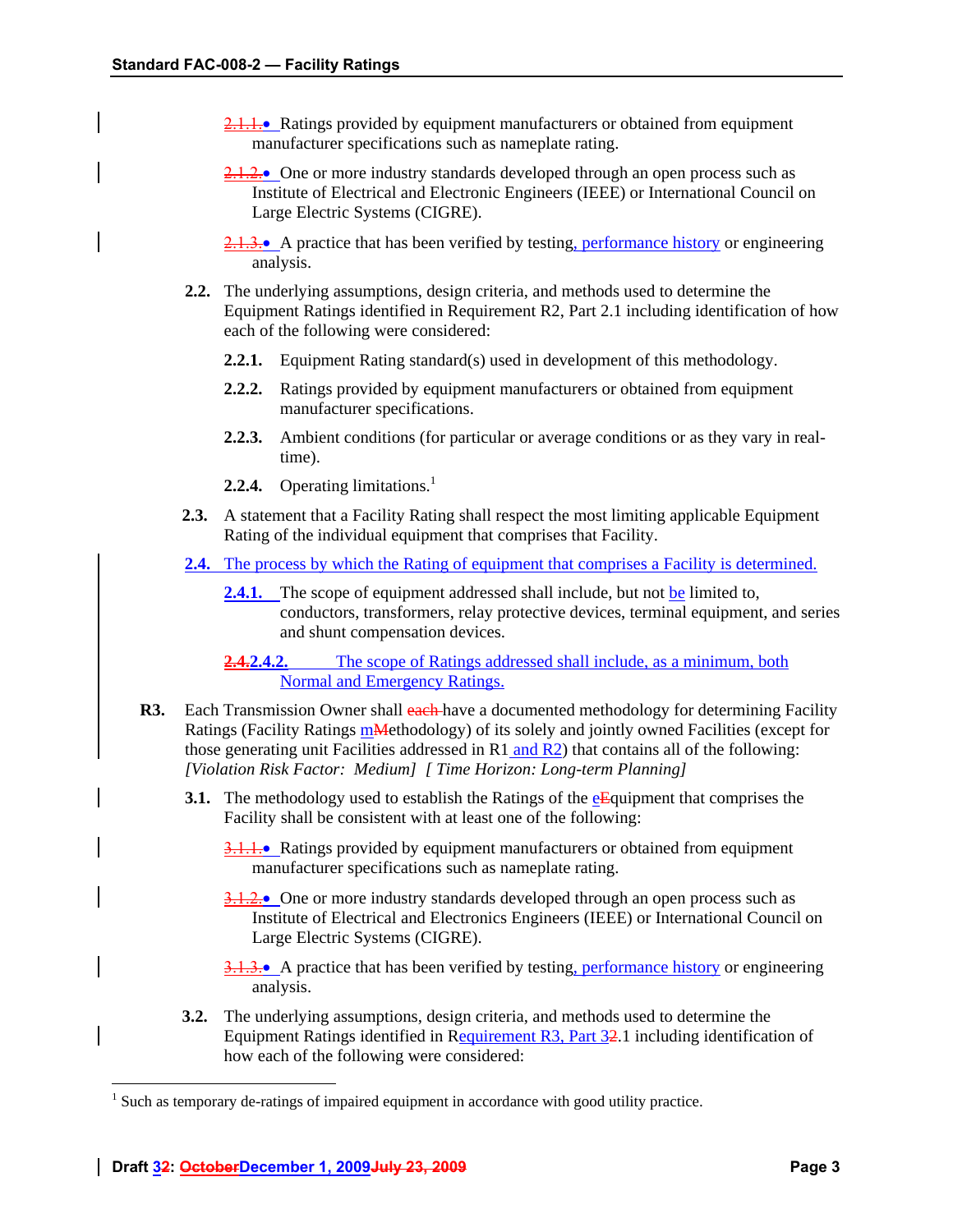- Ratings provided by equipment manufacturers or obtained from equipment manufacturer specifications such as nameplate rating.
- One or more industry standards developed through an open process such as Institute of Electrical and Electronic Engineers (IEEE) or International Council on Large Electric Systems (CIGRE).
- A practice that has been verified by testing, performance history or engineering analysis.

**2.2.** The underlying assumptions, design criteria, and methods used to determine the Equipment Ratings identified in Requirement R2, Part 2.1 including identification of how each of the following were considered:

**2.2.1.** Equipment Rating standard(s) used in development of this methodology.

**2.2.2.** Ratings provided by equipment manufacturers or obtained from equipment manufacturer specifications.

**2.2.3.** Ambient conditions (for particular or average conditions or as they vary in real-time).

**2.2.4.** Operating limitations.[1]

**2.3.** A statement that a Facility Rating shall respect the most limiting applicable Equipment Rating of the individual equipment that comprises that Facility.

**2.4.** The process by which the Rating of equipment that comprises a Facility is determined.

**2.4.1.** The scope of equipment addressed shall include, but not be limited to, conductors, transformers, relay protective devices, terminal equipment, and series and shunt compensation devices.

**2.4.2.** The scope of Ratings addressed shall include, as a minimum, both Normal and Emergency Ratings.

**R3.** Each Transmission Owner shall have a documented methodology for determining Facility Ratings (Facility Ratings methodology) of its solely and jointly owned Facilities (except for those generating unit Facilities addressed in R1 and R2) that contains all of the following: *[Violation Risk Factor: Medium] [ Time Horizon: Long-term Planning]*

**3.1.** The methodology used to establish the Ratings of the equipment that comprises the Facility shall be consistent with at least one of the following:

- Ratings provided by equipment manufacturers or obtained from equipment manufacturer specifications such as nameplate rating.
- One or more industry standards developed through an open process such as Institute of Electrical and Electronics Engineers (IEEE) or International Council on Large Electric Systems (CIGRE).
- A practice that has been verified by testing, performance history or engineering analysis.

**3.2.** The underlying assumptions, design criteria, and methods used to determine the Equipment Ratings identified in Requirement R3, Part 3.1 including identification of how each of the following were considered:

---

[1] Such as temporary de-ratings of impaired equipment in accordance with good utility practice.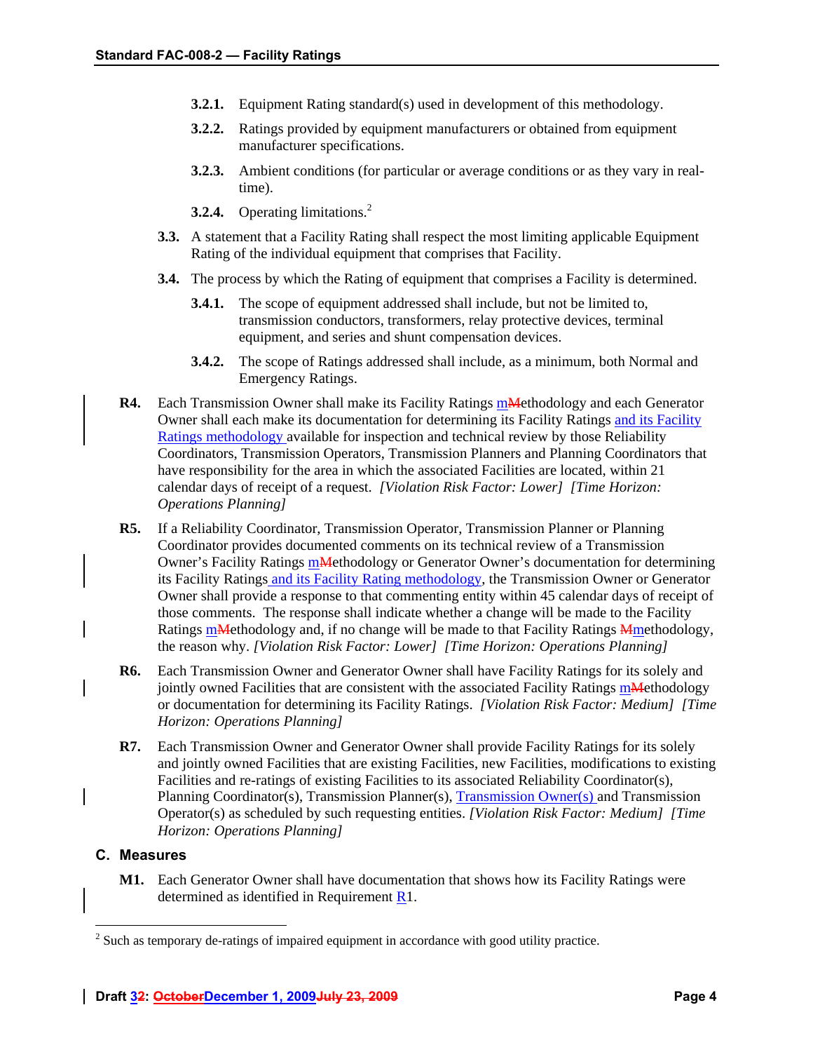- **3.2.1.** Equipment Rating standard(s) used in development of this methodology.
- **3.2.2.** Ratings provided by equipment manufacturers or obtained from equipment manufacturer specifications.
- **3.2.3.** Ambient conditions (for particular or average conditions or as they vary in real-time).
- **3.2.4.** Operating limitations.[2]

**3.3.** A statement that a Facility Rating shall respect the most limiting applicable Equipment Rating of the individual equipment that comprises that Facility.

**3.4.** The process by which the Rating of equipment that comprises a Facility is determined.

- **3.4.1.** The scope of equipment addressed shall include, but not be limited to, transmission conductors, transformers, relay protective devices, terminal equipment, and series and shunt compensation devices.
- **3.4.2.** The scope of Ratings addressed shall include, as a minimum, both Normal and Emergency Ratings.

**R4.** Each Transmission Owner shall make its Facility Ratings mMethodology and each Generator Owner shall each make its documentation for determining its Facility Ratings and its Facility Ratings methodology available for inspection and technical review by those Reliability Coordinators, Transmission Operators, Transmission Planners and Planning Coordinators that have responsibility for the area in which the associated Facilities are located, within 21 calendar days of receipt of a request. *[Violation Risk Factor: Lower] [Time Horizon: Operations Planning]*

**R5.** If a Reliability Coordinator, Transmission Operator, Transmission Planner or Planning Coordinator provides documented comments on its technical review of a Transmission Owner's Facility Ratings mMethodology or Generator Owner's documentation for determining its Facility Ratings and its Facility Rating methodology, the Transmission Owner or Generator Owner shall provide a response to that commenting entity within 45 calendar days of receipt of those comments. The response shall indicate whether a change will be made to the Facility Ratings mMethodology and, if no change will be made to that Facility Ratings Mmethodology, the reason why. *[Violation Risk Factor: Lower] [Time Horizon: Operations Planning]*

**R6.** Each Transmission Owner and Generator Owner shall have Facility Ratings for its solely and jointly owned Facilities that are consistent with the associated Facility Ratings mMethodology or documentation for determining its Facility Ratings. *[Violation Risk Factor: Medium] [Time Horizon: Operations Planning]*

**R7.** Each Transmission Owner and Generator Owner shall provide Facility Ratings for its solely and jointly owned Facilities that are existing Facilities, new Facilities, modifications to existing Facilities and re-ratings of existing Facilities to its associated Reliability Coordinator(s), Planning Coordinator(s), Transmission Planner(s), Transmission Owner(s) and Transmission Operator(s) as scheduled by such requesting entities. *[Violation Risk Factor: Medium] [Time Horizon: Operations Planning]*

## C. Measures

**M1.** Each Generator Owner shall have documentation that shows how its Facility Ratings were determined as identified in Requirement R1.

[2] Such as temporary de-ratings of impaired equipment in accordance with good utility practice.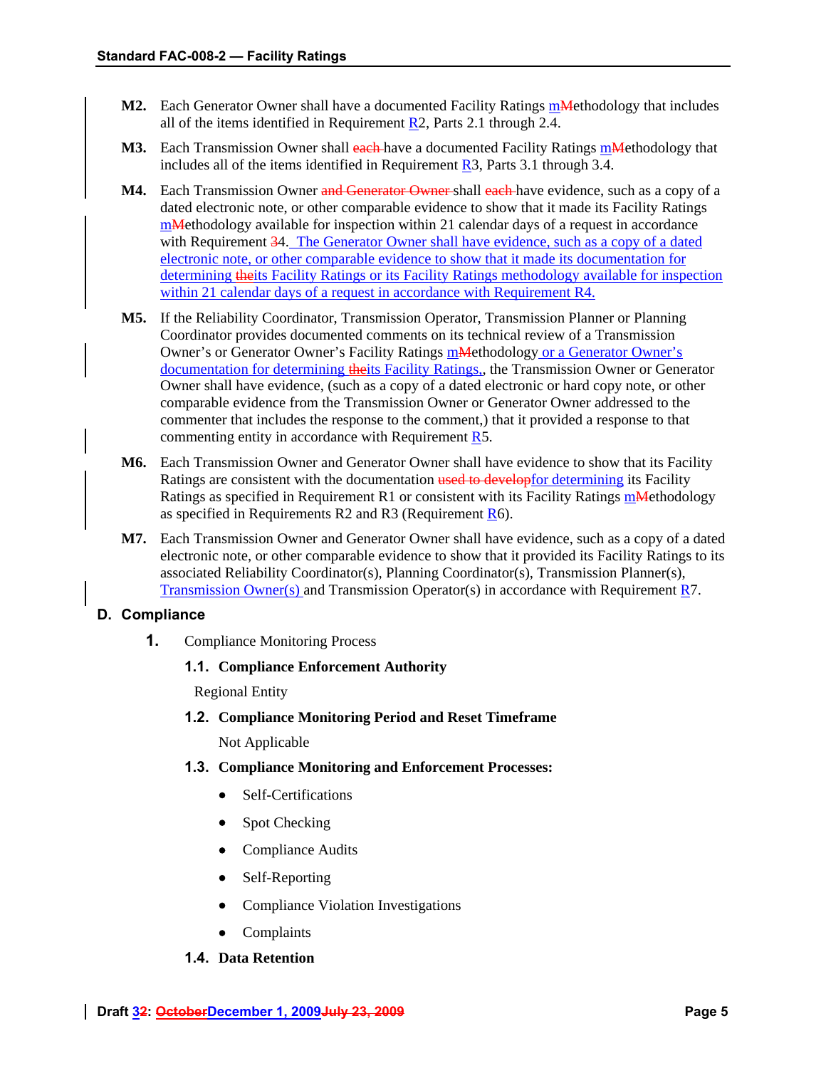**M2.** Each Generator Owner shall have a documented Facility Ratings mMethodology that includes all of the items identified in Requirement R2, Parts 2.1 through 2.4.

**M3.** Each Transmission Owner shall each have a documented Facility Ratings mMethodology that includes all of the items identified in Requirement R3, Parts 3.1 through 3.4.

**M4.** Each Transmission Owner and Generator Owner shall each have evidence, such as a copy of a dated electronic note, or other comparable evidence to show that it made its Facility Ratings mMethodology available for inspection within 21 calendar days of a request in accordance with Requirement 34. The Generator Owner shall have evidence, such as a copy of a dated electronic note, or other comparable evidence to show that it made its documentation for determining theits Facility Ratings or its Facility Ratings methodology available for inspection within 21 calendar days of a request in accordance with Requirement R4.

**M5.** If the Reliability Coordinator, Transmission Operator, Transmission Planner or Planning Coordinator provides documented comments on its technical review of a Transmission Owner's or Generator Owner's Facility Ratings mMethodology or a Generator Owner's documentation for determining theits Facility Ratings., the Transmission Owner or Generator Owner shall have evidence, (such as a copy of a dated electronic or hard copy note, or other comparable evidence from the Transmission Owner or Generator Owner addressed to the commenter that includes the response to the comment,) that it provided a response to that commenting entity in accordance with Requirement R5.

**M6.** Each Transmission Owner and Generator Owner shall have evidence to show that its Facility Ratings are consistent with the documentation used to developfor determining its Facility Ratings as specified in Requirement R1 or consistent with its Facility Ratings mMethodology as specified in Requirements R2 and R3 (Requirement R6).

**M7.** Each Transmission Owner and Generator Owner shall have evidence, such as a copy of a dated electronic note, or other comparable evidence to show that it provided its Facility Ratings to its associated Reliability Coordinator(s), Planning Coordinator(s), Transmission Planner(s), Transmission Owner(s) and Transmission Operator(s) in accordance with Requirement R7.

## D. Compliance

**1.** Compliance Monitoring Process

**1.1. Compliance Enforcement Authority**

Regional Entity

**1.2. Compliance Monitoring Period and Reset Timeframe**

Not Applicable

**1.3. Compliance Monitoring and Enforcement Processes:**

- Self-Certifications
- Spot Checking
- Compliance Audits
- Self-Reporting
- Compliance Violation Investigations
- Complaints

**1.4. Data Retention**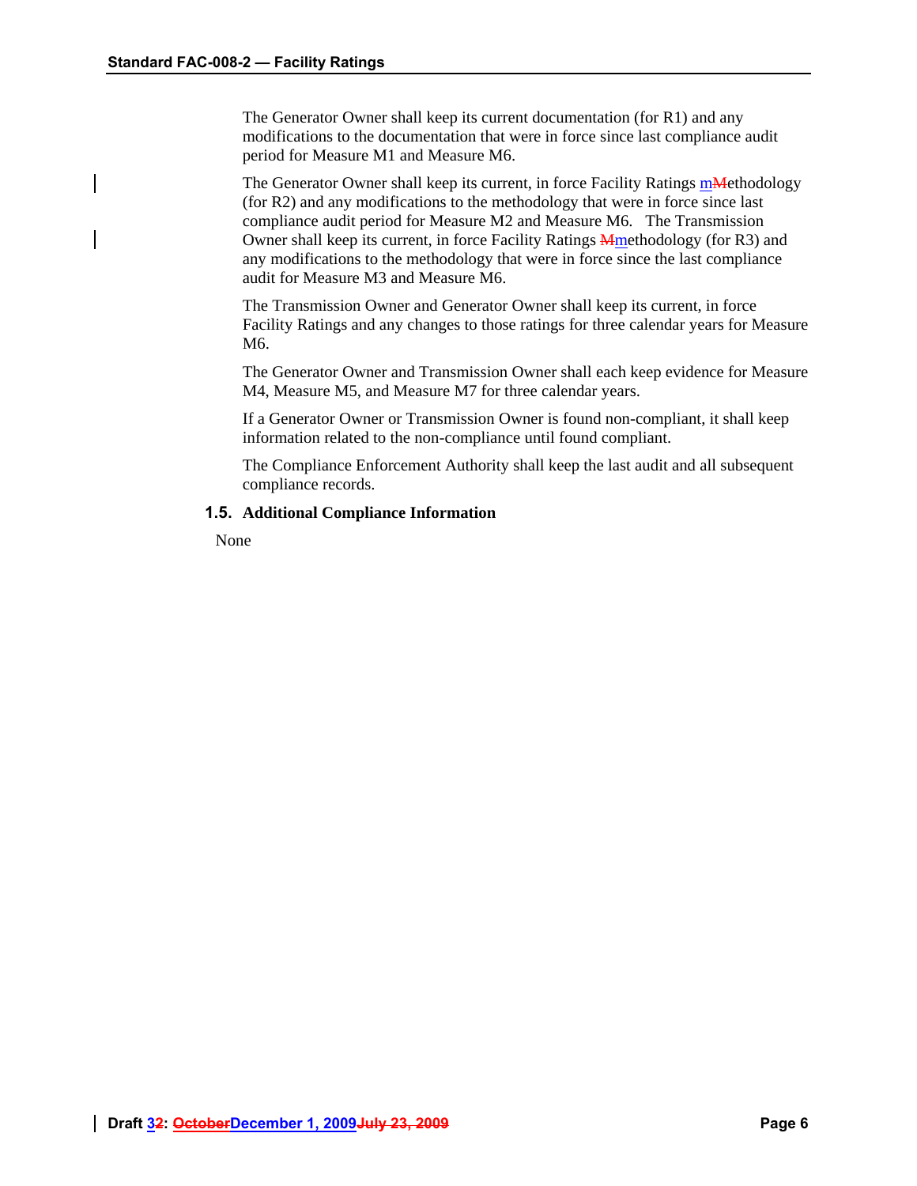The Generator Owner shall keep its current documentation (for R1) and any modifications to the documentation that were in force since last compliance audit period for Measure M1 and Measure M6.

The Generator Owner shall keep its current, in force Facility Ratings methodology (for R2) and any modifications to the methodology that were in force since last compliance audit period for Measure M2 and Measure M6. The Transmission Owner shall keep its current, in force Facility Ratings methodology (for R3) and any modifications to the methodology that were in force since the last compliance audit for Measure M3 and Measure M6.

The Transmission Owner and Generator Owner shall keep its current, in force Facility Ratings and any changes to those ratings for three calendar years for Measure M6.

The Generator Owner and Transmission Owner shall each keep evidence for Measure M4, Measure M5, and Measure M7 for three calendar years.

If a Generator Owner or Transmission Owner is found non-compliant, it shall keep information related to the non-compliance until found compliant.

The Compliance Enforcement Authority shall keep the last audit and all subsequent compliance records.

**1.5. Additional Compliance Information**

None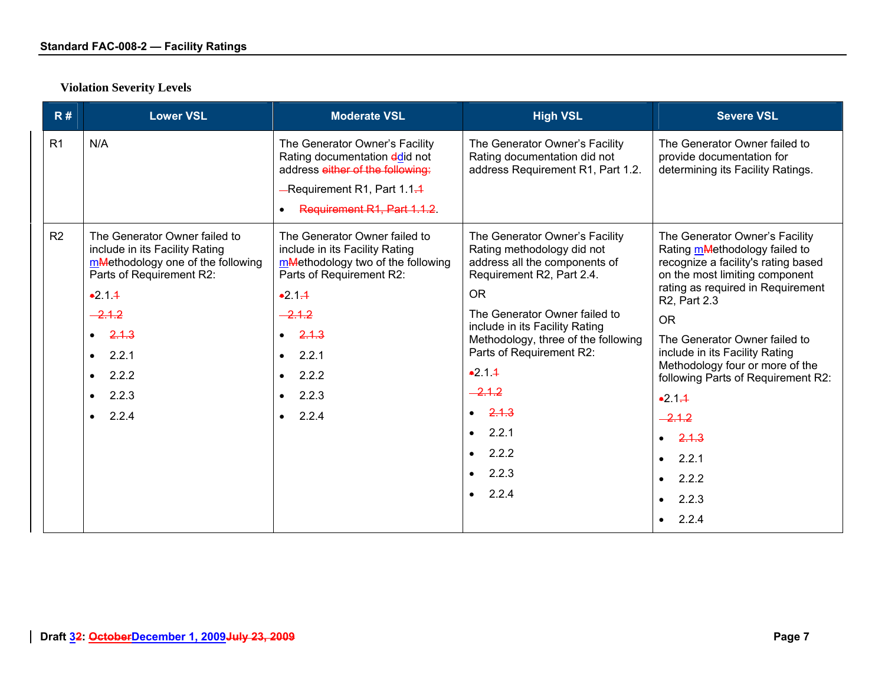### Violation Severity Levels

| R # | Lower VSL | Moderate VSL | High VSL | Severe VSL |
|---|---|---|---|---|
| R1 | N/A | The Generator Owner's Facility Rating documentation ddid not address ~~either of the following:~~<br><br>Requirement R1, Part 1.1.~~1~~<br><br>• ~~Requirement R1, Part 1.1.2~~. | The Generator Owner's Facility Rating documentation did not address Requirement R1, Part 1.2. | The Generator Owner failed to provide documentation for determining its Facility Ratings. |
| R2 | The Generator Owner failed to include in its Facility Rating mMethodology one of the following Parts of Requirement R2:<br><br>2.1.~~1~~<br><br>~~2.1.2~~<br><br>• ~~2.1.3~~<br><br>• 2.2.1<br><br>• 2.2.2<br><br>• 2.2.3<br><br>• 2.2.4 | The Generator Owner failed to include in its Facility Rating mMethodology two of the following Parts of Requirement R2:<br><br>2.1.~~1~~<br><br>~~2.1.2~~<br><br>• ~~2.1.3~~<br><br>• 2.2.1<br><br>• 2.2.2<br><br>• 2.2.3<br><br>• 2.2.4 | The Generator Owner's Facility Rating methodology did not address all the components of Requirement R2, Part 2.4.<br><br>OR<br><br>The Generator Owner failed to include in its Facility Rating Methodology, three of the following Parts of Requirement R2:<br><br>2.1.~~1~~<br><br>~~2.1.2~~<br><br>• ~~2.1.3~~<br><br>• 2.2.1<br><br>• 2.2.2<br><br>• 2.2.3<br><br>• 2.2.4 | The Generator Owner's Facility Rating mMethodology failed to recognize a facility's rating based on the most limiting component rating as required in Requirement R2, Part 2.3<br><br>OR<br><br>The Generator Owner failed to include in its Facility Rating Methodology four or more of the following Parts of Requirement R2:<br><br>2.1.~~1~~<br><br>~~2.1.2~~<br><br>• ~~2.1.3~~<br><br>• 2.2.1<br><br>• 2.2.2<br><br>• 2.2.3<br><br>• 2.2.4 |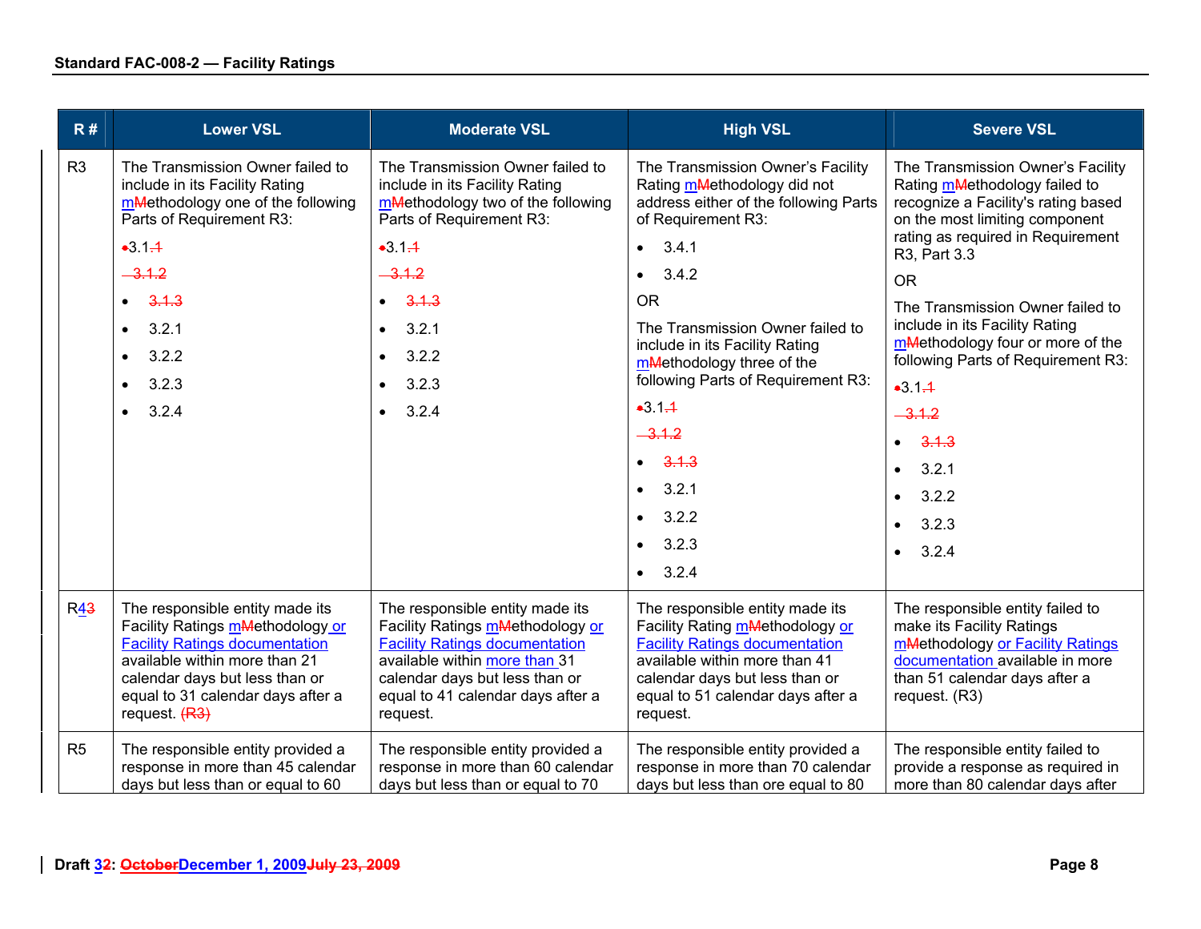| R # | Lower VSL | Moderate VSL | High VSL | Severe VSL |
|---|---|---|---|---|
| R3 | The Transmission Owner failed to include in its Facility Rating mMethodology one of the following Parts of Requirement R3:<br>• 3.1.1<br>3.1.2<br>• 3.1.3<br>• 3.2.1<br>• 3.2.2<br>• 3.2.3<br>• 3.2.4 | The Transmission Owner failed to include in its Facility Rating mMethodology two of the following Parts of Requirement R3:<br>• 3.1.1<br>3.1.2<br>• 3.1.3<br>• 3.2.1<br>• 3.2.2<br>• 3.2.3<br>• 3.2.4 | The Transmission Owner's Facility Rating mMethodology did not address either of the following Parts of Requirement R3:<br>• 3.4.1<br>• 3.4.2<br>OR<br>The Transmission Owner failed to include in its Facility Rating mMethodology three of the following Parts of Requirement R3:<br>• 3.1.1<br>3.1.2<br>• 3.1.3<br>• 3.2.1<br>• 3.2.2<br>• 3.2.3<br>• 3.2.4 | The Transmission Owner's Facility Rating mMethodology failed to recognize a Facility's rating based on the most limiting component rating as required in Requirement R3, Part 3.3<br>OR<br>The Transmission Owner failed to include in its Facility Rating mMethodology four or more of the following Parts of Requirement R3:<br>• 3.1.1<br>3.1.2<br>• 3.1.3<br>• 3.2.1<br>• 3.2.2<br>• 3.2.3<br>• 3.2.4 |
| R43 | The responsible entity made its Facility Ratings mMethodology or Facility Ratings documentation available within more than 21 calendar days but less than or equal to 31 calendar days after a request. (R3) | The responsible entity made its Facility Ratings mMethodology or Facility Ratings documentation available within more than 31 calendar days but less than or equal to 41 calendar days after a request. | The responsible entity made its Facility Rating mMethodology or Facility Ratings documentation available within more than 41 calendar days but less than or equal to 51 calendar days after a request. | The responsible entity failed to make its Facility Ratings mMethodology or Facility Ratings documentation available in more than 51 calendar days after a request. (R3) |
| R5 | The responsible entity provided a response in more than 45 calendar days but less than or equal to 60 | The responsible entity provided a response in more than 60 calendar days but less than or equal to 70 | The responsible entity provided a response in more than 70 calendar days but less than ore equal to 80 | The responsible entity failed to provide a response as required in more than 80 calendar days after |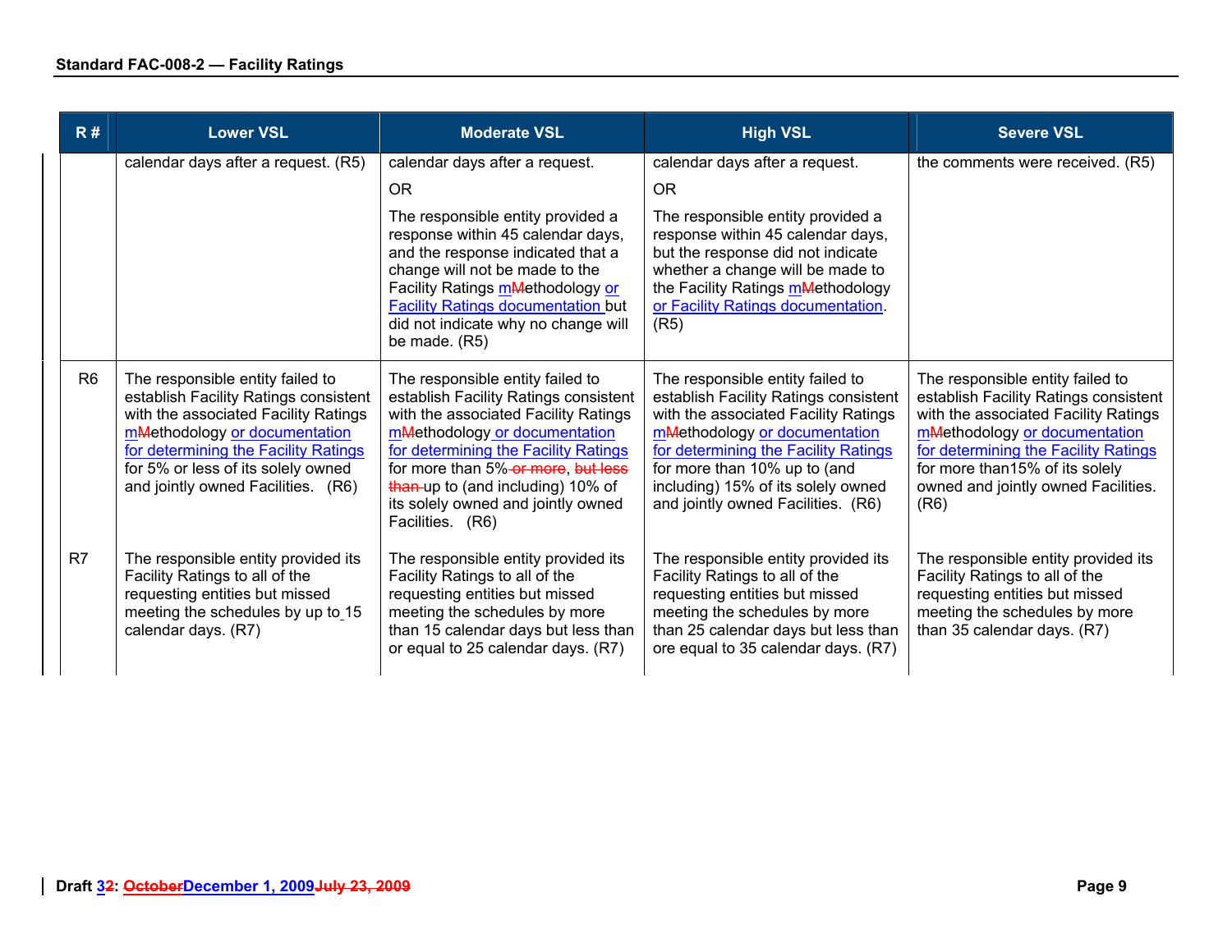| R # | Lower VSL | Moderate VSL | High VSL | Severe VSL |
|---|---|---|---|---|
| | calendar days after a request. (R5) | calendar days after a request.<br><br>OR<br><br>The responsible entity provided a response within 45 calendar days, and the response indicated that a change will not be made to the Facility Ratings mMethodology or Facility Ratings documentation but did not indicate why no change will be made. (R5) | calendar days after a request.<br><br>OR<br><br>The responsible entity provided a response within 45 calendar days, but the response did not indicate whether a change will be made to the Facility Ratings mMethodology or Facility Ratings documentation. (R5) | the comments were received. (R5) |
| R6 | The responsible entity failed to establish Facility Ratings consistent with the associated Facility Ratings mMethodology or documentation for determining the Facility Ratings for 5% or less of its solely owned and jointly owned Facilities. (R6) | The responsible entity failed to establish Facility Ratings consistent with the associated Facility Ratings mMethodology or documentation for determining the Facility Ratings for more than 5% or more, but less than up to (and including) 10% of its solely owned and jointly owned Facilities. (R6) | The responsible entity failed to establish Facility Ratings consistent with the associated Facility Ratings mMethodology or documentation for determining the Facility Ratings for more than 10% up to (and including) 15% of its solely owned and jointly owned Facilities. (R6) | The responsible entity failed to establish Facility Ratings consistent with the associated Facility Ratings mMethodology or documentation for determining the Facility Ratings for more than15% of its solely owned and jointly owned Facilities. (R6) |
| R7 | The responsible entity provided its Facility Ratings to all of the requesting entities but missed meeting the schedules by up to 15 calendar days. (R7) | The responsible entity provided its Facility Ratings to all of the requesting entities but missed meeting the schedules by more than 15 calendar days but less than or equal to 25 calendar days. (R7) | The responsible entity provided its Facility Ratings to all of the requesting entities but missed meeting the schedules by more than 25 calendar days but less than ore equal to 35 calendar days. (R7) | The responsible entity provided its Facility Ratings to all of the requesting entities but missed meeting the schedules by more than 35 calendar days. (R7) |